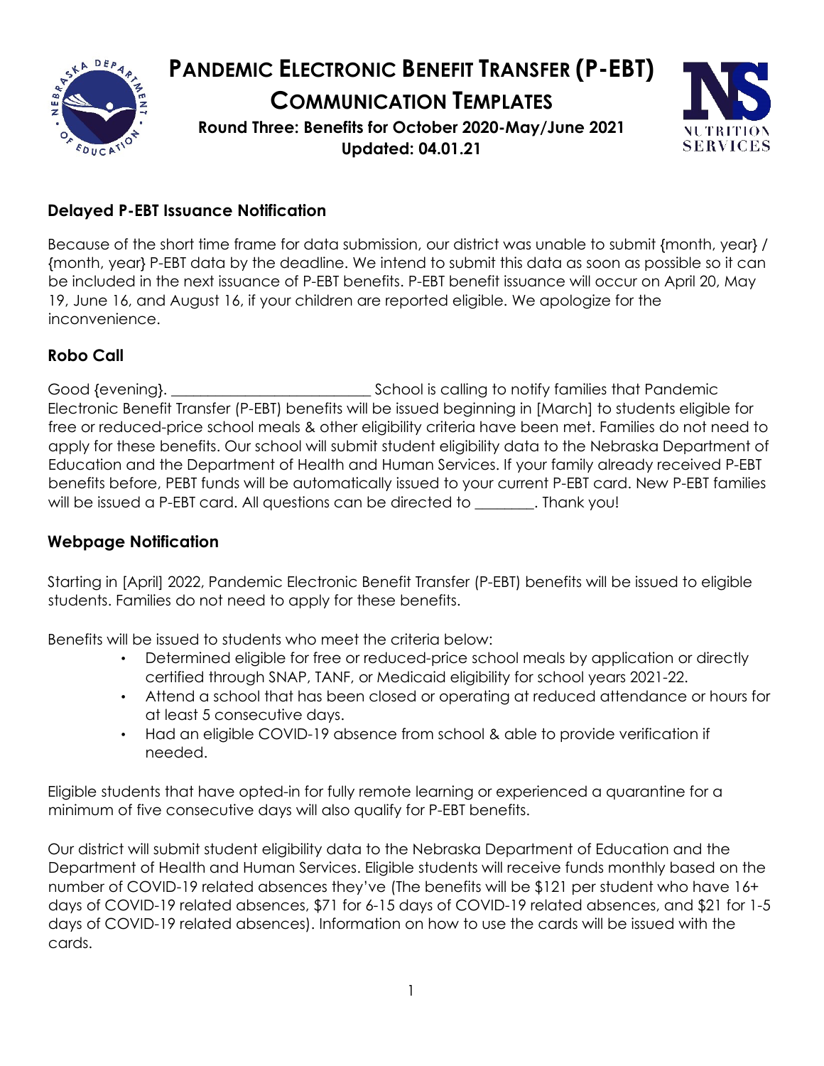# PANDEMIC ELECTRONIC BENEFIT TRANSFER (P-EBT) COMMUNICATION TEMPLATES

**Round Three: Benefits for October 2020-May/June 2021**
**Updated: 04.01.21**

## Delayed P-EBT Issuance Notification

Because of the short time frame for data submission, our district was unable to submit {month, year} / {month, year} P-EBT data by the deadline. We intend to submit this data as soon as possible so it can be included in the next issuance of P-EBT benefits. P-EBT benefit issuance will occur on April 20, May 19, June 16, and August 16, if your children are reported eligible. We apologize for the inconvenience.

## Robo Call

Good {evening}. ___________________________ School is calling to notify families that Pandemic Electronic Benefit Transfer (P-EBT) benefits will be issued beginning in [March] to students eligible for free or reduced-price school meals & other eligibility criteria have been met. Families do not need to apply for these benefits. Our school will submit student eligibility data to the Nebraska Department of Education and the Department of Health and Human Services. If your family already received P-EBT benefits before, PEBT funds will be automatically issued to your current P-EBT card. New P-EBT families will be issued a P-EBT card. All questions can be directed to ________. Thank you!

## Webpage Notification

Starting in [April] 2022, Pandemic Electronic Benefit Transfer (P-EBT) benefits will be issued to eligible students. Families do not need to apply for these benefits.

Benefits will be issued to students who meet the criteria below:

- Determined eligible for free or reduced-price school meals by application or directly certified through SNAP, TANF, or Medicaid eligibility for school years 2021-22.
- Attend a school that has been closed or operating at reduced attendance or hours for at least 5 consecutive days.
- Had an eligible COVID-19 absence from school & able to provide verification if needed.

Eligible students that have opted-in for fully remote learning or experienced a quarantine for a minimum of five consecutive days will also qualify for P-EBT benefits.

Our district will submit student eligibility data to the Nebraska Department of Education and the Department of Health and Human Services. Eligible students will receive funds monthly based on the number of COVID-19 related absences they've (The benefits will be $121 per student who have 16+ days of COVID-19 related absences, $71 for 6-15 days of COVID-19 related absences, and $21 for 1-5 days of COVID-19 related absences). Information on how to use the cards will be issued with the cards.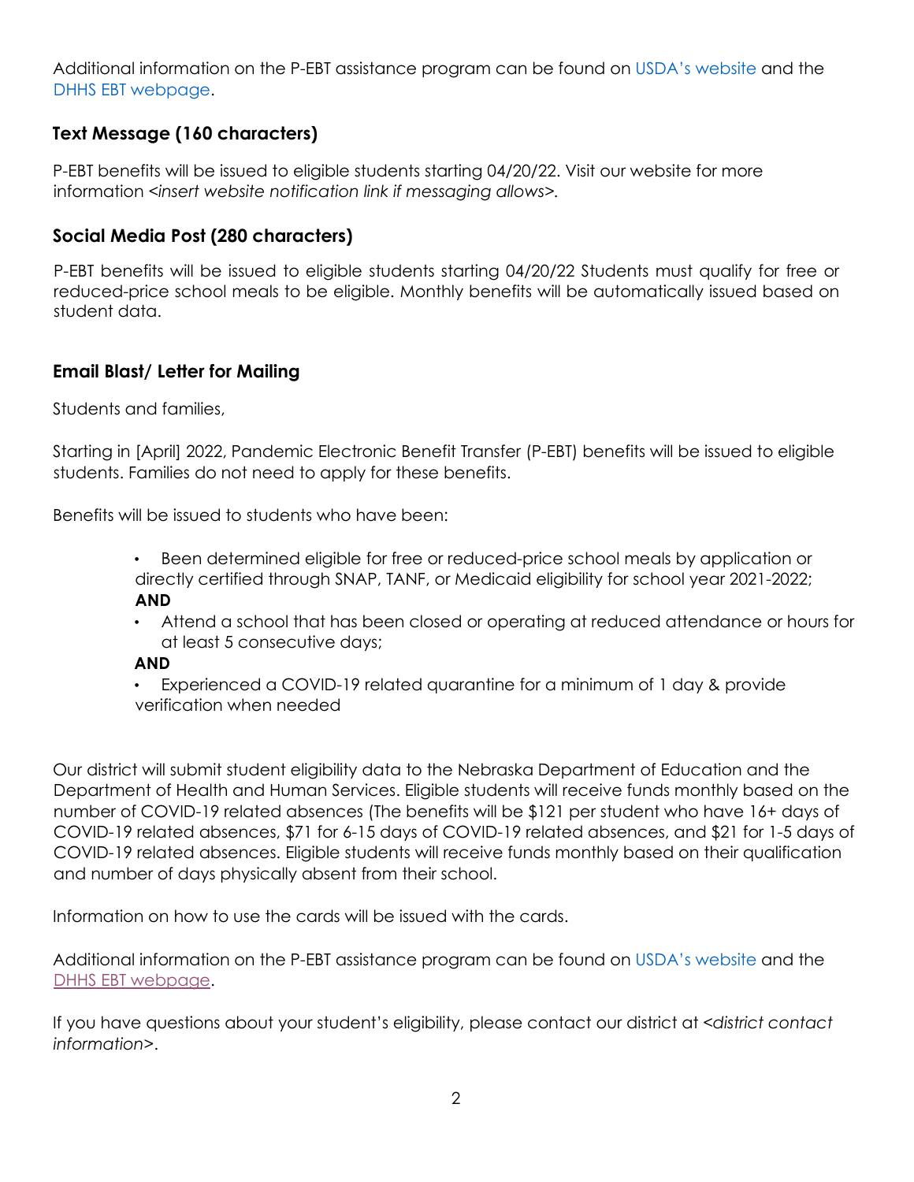Additional information on the P-EBT assistance program can be found on USDA's website and the DHHS EBT webpage.

### Text Message (160 characters)

P-EBT benefits will be issued to eligible students starting 04/20/22. Visit our website for more information <*insert website notification link if messaging allows*>.

### Social Media Post (280 characters)

P-EBT benefits will be issued to eligible students starting 04/20/22 Students must qualify for free or reduced-price school meals to be eligible. Monthly benefits will be automatically issued based on student data.

### Email Blast/ Letter for Mailing

Students and families,

Starting in [April] 2022, Pandemic Electronic Benefit Transfer (P-EBT) benefits will be issued to eligible students. Families do not need to apply for these benefits.

Benefits will be issued to students who have been:

- Been determined eligible for free or reduced-price school meals by application or directly certified through SNAP, TANF, or Medicaid eligibility for school year 2021-2022; **AND**
- Attend a school that has been closed or operating at reduced attendance or hours for at least 5 consecutive days;

  **AND**
- Experienced a COVID-19 related quarantine for a minimum of 1 day & provide verification when needed

Our district will submit student eligibility data to the Nebraska Department of Education and the Department of Health and Human Services. Eligible students will receive funds monthly based on the number of COVID-19 related absences (The benefits will be $121 per student who have 16+ days of COVID-19 related absences, $71 for 6-15 days of COVID-19 related absences, and $21 for 1-5 days of COVID-19 related absences. Eligible students will receive funds monthly based on their qualification and number of days physically absent from their school.

Information on how to use the cards will be issued with the cards.

Additional information on the P-EBT assistance program can be found on USDA's website and the DHHS EBT webpage.

If you have questions about your student's eligibility, please contact our district at <*district contact information*>.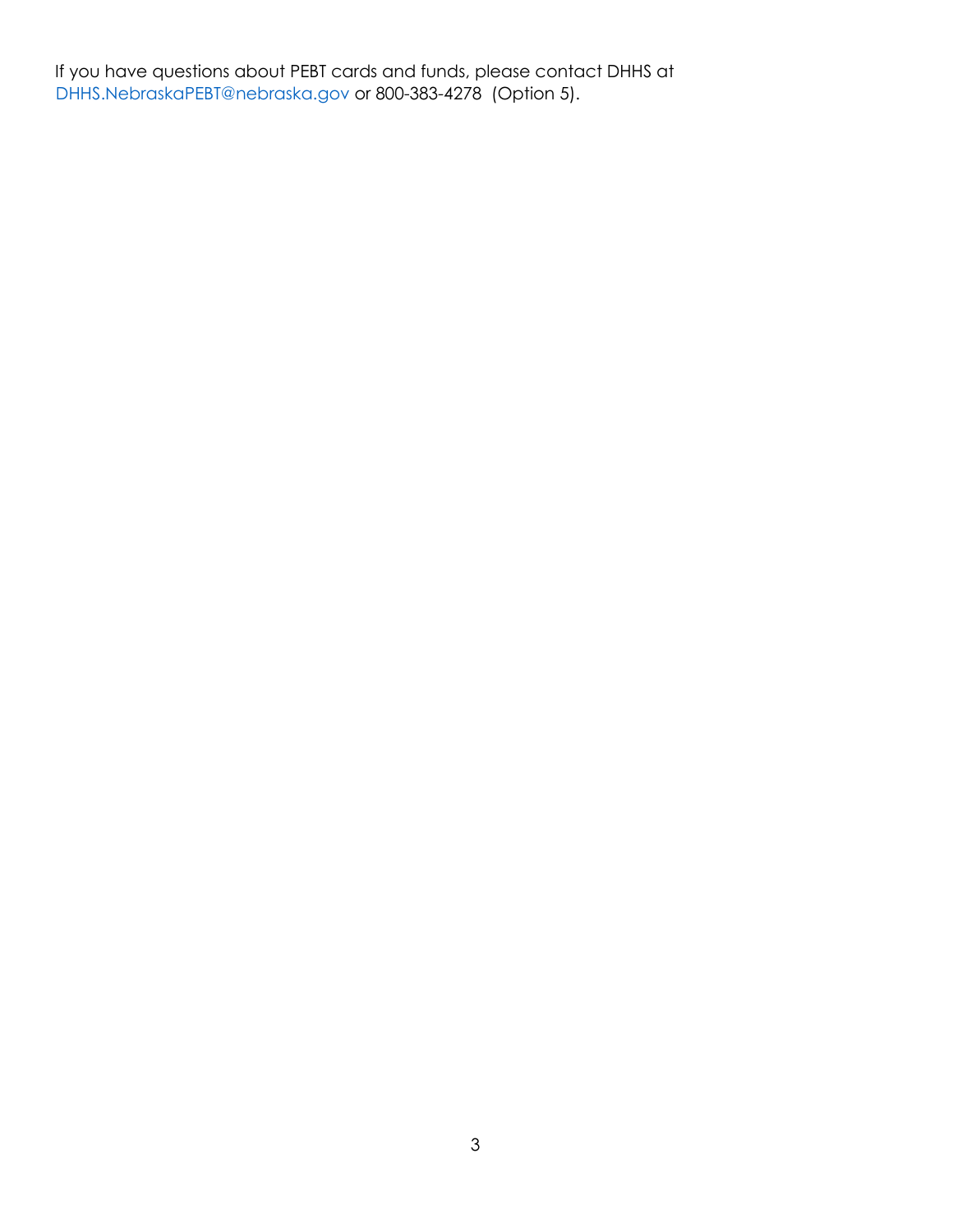If you have questions about PEBT cards and funds, please contact DHHS at DHHS.NebraskaPEBT@nebraska.gov or 800-383-4278 (Option 5).